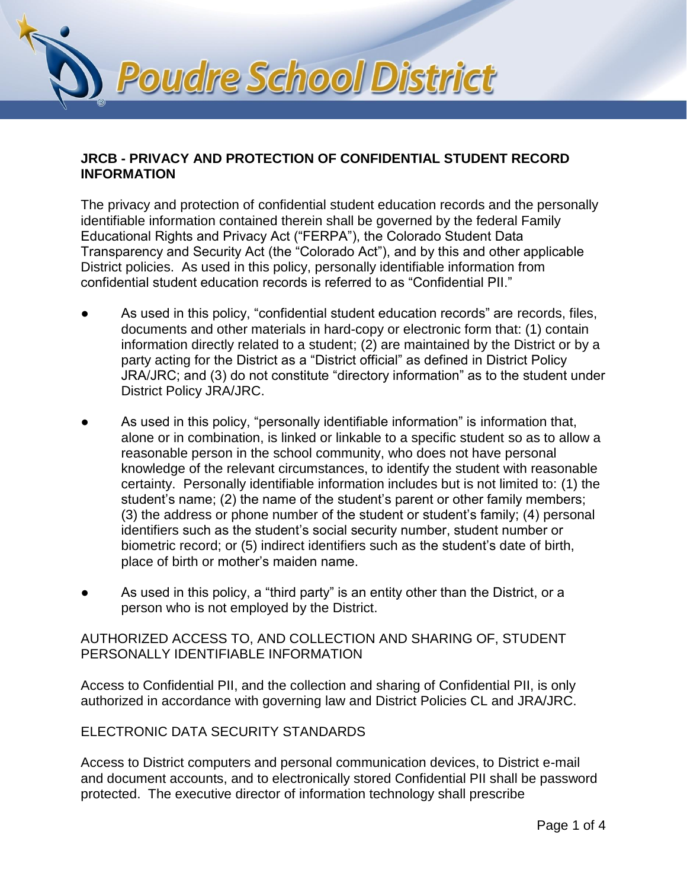# JRCB - PRIVACY AND PROTECTION OF CONFIDENTIAL STUDENT RECORD INFORMATION

The privacy and protection of confidential student education records and the personally identifiable information contained therein shall be governed by the federal Family Educational Rights and Privacy Act ("FERPA"), the Colorado Student Data Transparency and Security Act (the "Colorado Act"), and by this and other applicable District policies. As used in this policy, personally identifiable information from confidential student education records is referred to as "Confidential PII."

- As used in this policy, "confidential student education records" are records, files, documents and other materials in hard-copy or electronic form that: (1) contain information directly related to a student; (2) are maintained by the District or by a party acting for the District as a "District official" as defined in District Policy JRA/JRC; and (3) do not constitute "directory information" as to the student under District Policy JRA/JRC.
- As used in this policy, "personally identifiable information" is information that, alone or in combination, is linked or linkable to a specific student so as to allow a reasonable person in the school community, who does not have personal knowledge of the relevant circumstances, to identify the student with reasonable certainty. Personally identifiable information includes but is not limited to: (1) the student's name; (2) the name of the student's parent or other family members; (3) the address or phone number of the student or student's family; (4) personal identifiers such as the student's social security number, student number or biometric record; or (5) indirect identifiers such as the student's date of birth, place of birth or mother's maiden name.
- As used in this policy, a "third party" is an entity other than the District, or a person who is not employed by the District.

## AUTHORIZED ACCESS TO, AND COLLECTION AND SHARING OF, STUDENT PERSONALLY IDENTIFIABLE INFORMATION

Access to Confidential PII, and the collection and sharing of Confidential PII, is only authorized in accordance with governing law and District Policies CL and JRA/JRC.

## ELECTRONIC DATA SECURITY STANDARDS

Access to District computers and personal communication devices, to District e-mail and document accounts, and to electronically stored Confidential PII shall be password protected. The executive director of information technology shall prescribe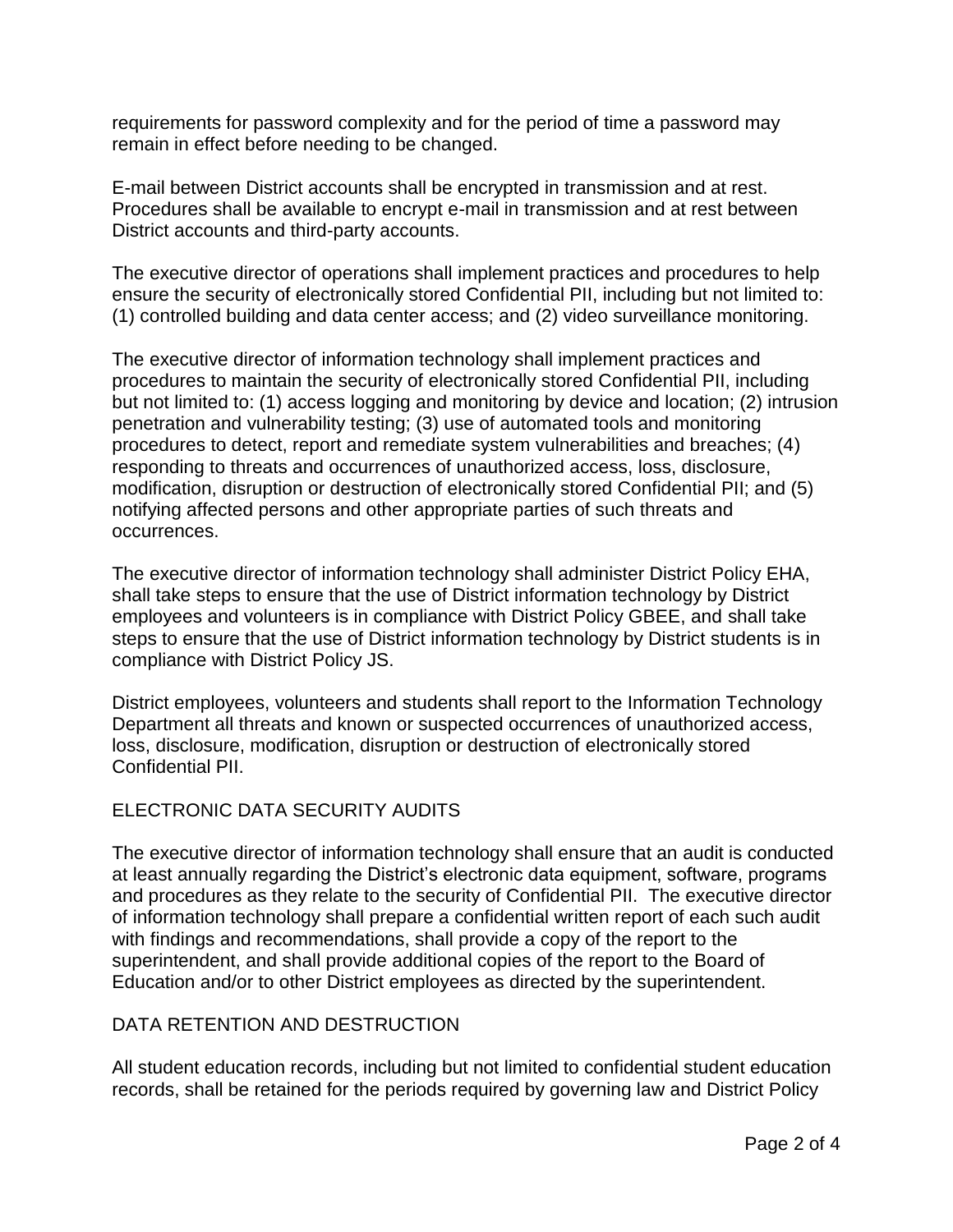requirements for password complexity and for the period of time a password may remain in effect before needing to be changed.

E-mail between District accounts shall be encrypted in transmission and at rest. Procedures shall be available to encrypt e-mail in transmission and at rest between District accounts and third-party accounts.

The executive director of operations shall implement practices and procedures to help ensure the security of electronically stored Confidential PII, including but not limited to: (1) controlled building and data center access; and (2) video surveillance monitoring.

The executive director of information technology shall implement practices and procedures to maintain the security of electronically stored Confidential PII, including but not limited to: (1) access logging and monitoring by device and location; (2) intrusion penetration and vulnerability testing; (3) use of automated tools and monitoring procedures to detect, report and remediate system vulnerabilities and breaches; (4) responding to threats and occurrences of unauthorized access, loss, disclosure, modification, disruption or destruction of electronically stored Confidential PII; and (5) notifying affected persons and other appropriate parties of such threats and occurrences.

The executive director of information technology shall administer District Policy EHA, shall take steps to ensure that the use of District information technology by District employees and volunteers is in compliance with District Policy GBEE, and shall take steps to ensure that the use of District information technology by District students is in compliance with District Policy JS.

District employees, volunteers and students shall report to the Information Technology Department all threats and known or suspected occurrences of unauthorized access, loss, disclosure, modification, disruption or destruction of electronically stored Confidential PII.

## ELECTRONIC DATA SECURITY AUDITS

The executive director of information technology shall ensure that an audit is conducted at least annually regarding the District's electronic data equipment, software, programs and procedures as they relate to the security of Confidential PII. The executive director of information technology shall prepare a confidential written report of each such audit with findings and recommendations, shall provide a copy of the report to the superintendent, and shall provide additional copies of the report to the Board of Education and/or to other District employees as directed by the superintendent.

## DATA RETENTION AND DESTRUCTION

All student education records, including but not limited to confidential student education records, shall be retained for the periods required by governing law and District Policy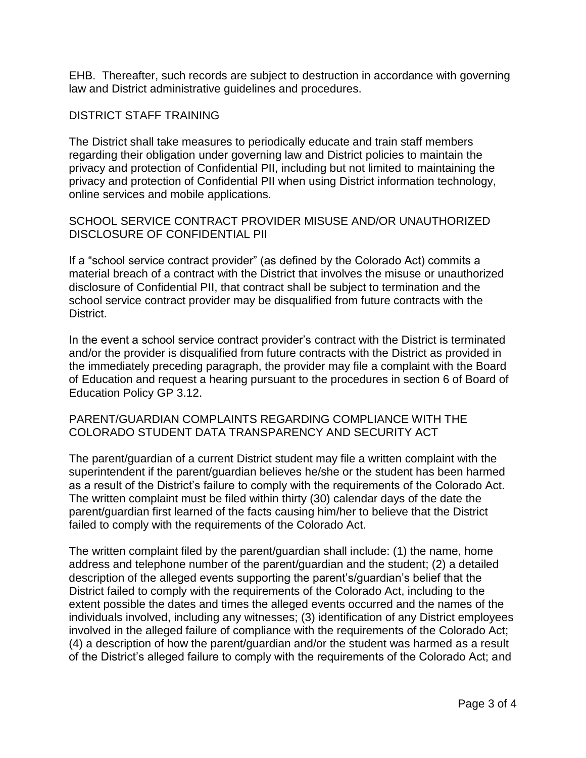EHB. Thereafter, such records are subject to destruction in accordance with governing law and District administrative guidelines and procedures.

## DISTRICT STAFF TRAINING

The District shall take measures to periodically educate and train staff members regarding their obligation under governing law and District policies to maintain the privacy and protection of Confidential PII, including but not limited to maintaining the privacy and protection of Confidential PII when using District information technology, online services and mobile applications.

## SCHOOL SERVICE CONTRACT PROVIDER MISUSE AND/OR UNAUTHORIZED DISCLOSURE OF CONFIDENTIAL PII

If a "school service contract provider" (as defined by the Colorado Act) commits a material breach of a contract with the District that involves the misuse or unauthorized disclosure of Confidential PII, that contract shall be subject to termination and the school service contract provider may be disqualified from future contracts with the District.

In the event a school service contract provider's contract with the District is terminated and/or the provider is disqualified from future contracts with the District as provided in the immediately preceding paragraph, the provider may file a complaint with the Board of Education and request a hearing pursuant to the procedures in section 6 of Board of Education Policy GP 3.12.

## PARENT/GUARDIAN COMPLAINTS REGARDING COMPLIANCE WITH THE COLORADO STUDENT DATA TRANSPARENCY AND SECURITY ACT

The parent/guardian of a current District student may file a written complaint with the superintendent if the parent/guardian believes he/she or the student has been harmed as a result of the District's failure to comply with the requirements of the Colorado Act. The written complaint must be filed within thirty (30) calendar days of the date the parent/guardian first learned of the facts causing him/her to believe that the District failed to comply with the requirements of the Colorado Act.

The written complaint filed by the parent/guardian shall include: (1) the name, home address and telephone number of the parent/guardian and the student; (2) a detailed description of the alleged events supporting the parent's/guardian's belief that the District failed to comply with the requirements of the Colorado Act, including to the extent possible the dates and times the alleged events occurred and the names of the individuals involved, including any witnesses; (3) identification of any District employees involved in the alleged failure of compliance with the requirements of the Colorado Act; (4) a description of how the parent/guardian and/or the student was harmed as a result of the District's alleged failure to comply with the requirements of the Colorado Act; and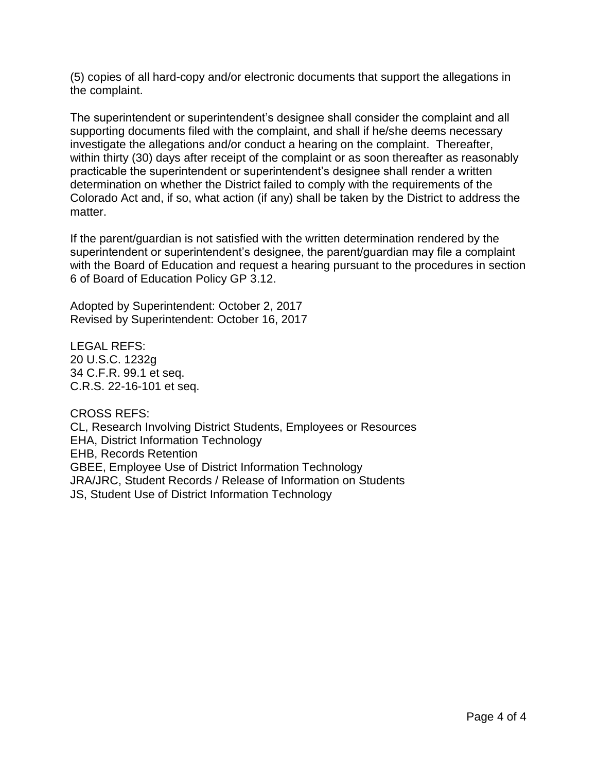(5) copies of all hard-copy and/or electronic documents that support the allegations in the complaint.

The superintendent or superintendent's designee shall consider the complaint and all supporting documents filed with the complaint, and shall if he/she deems necessary investigate the allegations and/or conduct a hearing on the complaint. Thereafter, within thirty (30) days after receipt of the complaint or as soon thereafter as reasonably practicable the superintendent or superintendent's designee shall render a written determination on whether the District failed to comply with the requirements of the Colorado Act and, if so, what action (if any) shall be taken by the District to address the matter.

If the parent/guardian is not satisfied with the written determination rendered by the superintendent or superintendent's designee, the parent/guardian may file a complaint with the Board of Education and request a hearing pursuant to the procedures in section 6 of Board of Education Policy GP 3.12.

Adopted by Superintendent: October 2, 2017
Revised by Superintendent: October 16, 2017

LEGAL REFS:
20 U.S.C. 1232g
34 C.F.R. 99.1 et seq.
C.R.S. 22-16-101 et seq.

CROSS REFS:
CL, Research Involving District Students, Employees or Resources
EHA, District Information Technology
EHB, Records Retention
GBEE, Employee Use of District Information Technology
JRA/JRC, Student Records / Release of Information on Students
JS, Student Use of District Information Technology